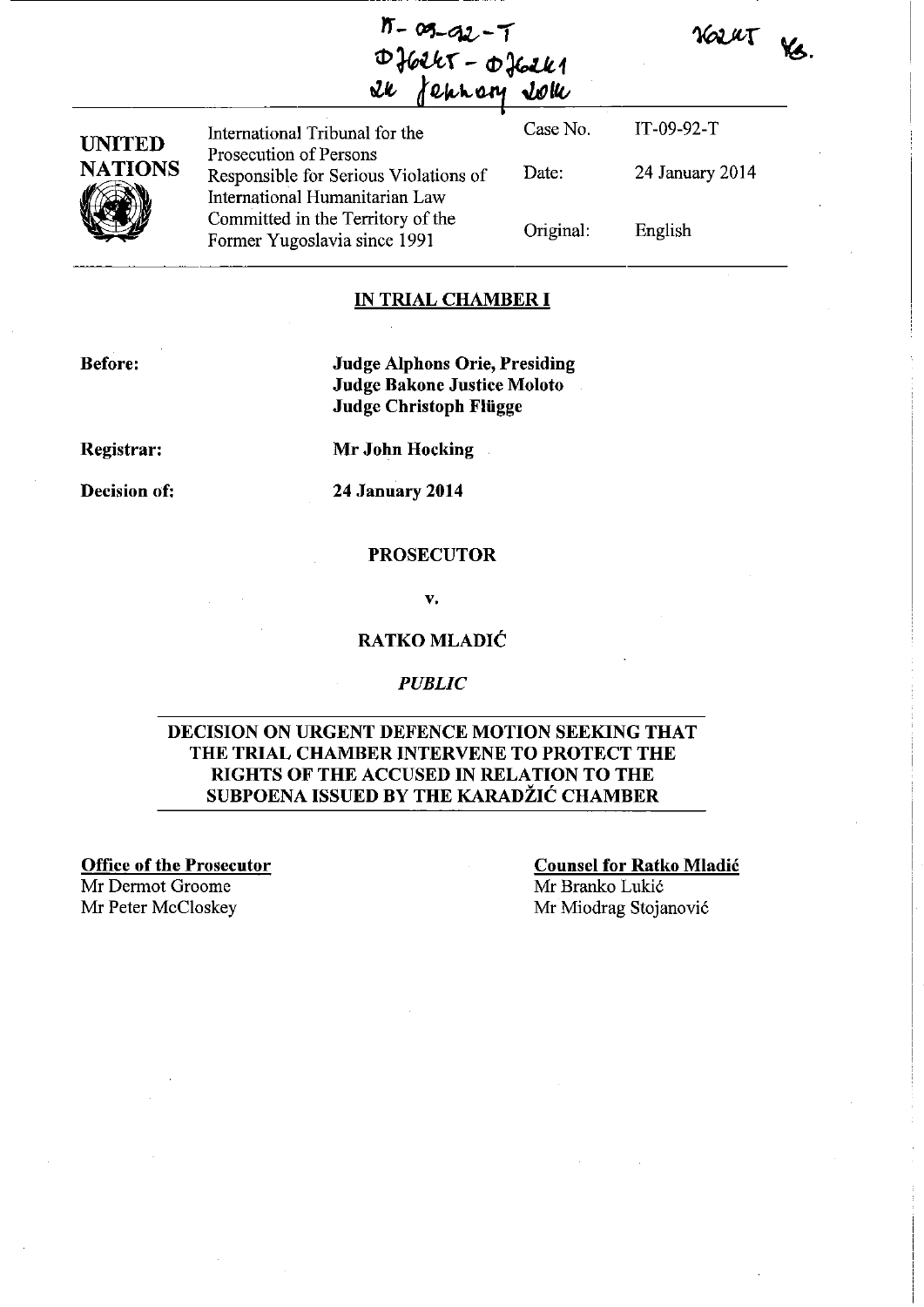IT-09-92-T
D76245 - D76241
24 January 2014

76245 YS.

| UNITED NATIONS | International Tribunal for the Prosecution of Persons Responsible for Serious Violations of International Humanitarian Law Committed in the Territory of the Former Yugoslavia since 1991 | Case No. | IT-09-92-T |
|---|---|---|---|
| | | Date: | 24 January 2014 |
| | | Original: | English |

## IN TRIAL CHAMBER I

**Before:** **Judge Alphons Orie, Presiding**
**Judge Bakone Justice Moloto**
**Judge Christoph Flügge**

**Registrar:** **Mr John Hocking**

**Decision of:** **24 January 2014**

**PROSECUTOR**

**v.**

**RATKO MLADIĆ**

*PUBLIC*

## DECISION ON URGENT DEFENCE MOTION SEEKING THAT THE TRIAL CHAMBER INTERVENE TO PROTECT THE RIGHTS OF THE ACCUSED IN RELATION TO THE SUBPOENA ISSUED BY THE KARADŽIĆ CHAMBER

**Office of the Prosecutor**
Mr Dermot Groome
Mr Peter McCloskey

**Counsel for Ratko Mladić**
Mr Branko Lukić
Mr Miodrag Stojanović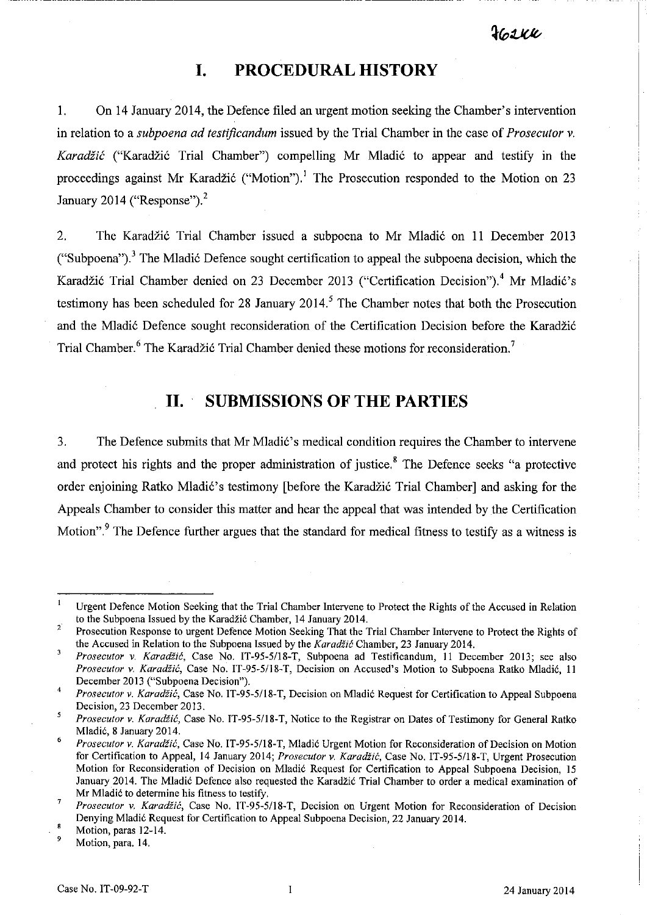## I. PROCEDURAL HISTORY

1. On 14 January 2014, the Defence filed an urgent motion seeking the Chamber's intervention in relation to a *subpoena ad testificandum* issued by the Trial Chamber in the case of *Prosecutor v. Karadžić* ("Karadžić Trial Chamber") compelling Mr Mladić to appear and testify in the proceedings against Mr Karadžić ("Motion").[1] The Prosecution responded to the Motion on 23 January 2014 ("Response").[2]

2. The Karadžić Trial Chamber issued a subpoena to Mr Mladić on 11 December 2013 ("Subpoena").[3] The Mladić Defence sought certification to appeal the subpoena decision, which the Karadžić Trial Chamber denied on 23 December 2013 ("Certification Decision").[4] Mr Mladić's testimony has been scheduled for 28 January 2014.[5] The Chamber notes that both the Prosecution and the Mladić Defence sought reconsideration of the Certification Decision before the Karadžić Trial Chamber.[6] The Karadžić Trial Chamber denied these motions for reconsideration.[7]

## II. SUBMISSIONS OF THE PARTIES

3. The Defence submits that Mr Mladić's medical condition requires the Chamber to intervene and protect his rights and the proper administration of justice.[8] The Defence seeks "a protective order enjoining Ratko Mladić's testimony [before the Karadžić Trial Chamber] and asking for the Appeals Chamber to consider this matter and hear the appeal that was intended by the Certification Motion".[9] The Defence further argues that the standard for medical fitness to testify as a witness is

---

[1] Urgent Defence Motion Seeking that the Trial Chamber Intervene to Protect the Rights of the Accused in Relation to the Subpoena Issued by the Karadžić Chamber, 14 January 2014.

[2] Prosecution Response to urgent Defence Motion Seeking That the Trial Chamber Intervene to Protect the Rights of the Accused in Relation to the Subpoena Issued by the *Karadžić* Chamber, 23 January 2014.

[3] *Prosecutor v. Karadžić*, Case No. IT-95-5/18-T, Subpoena ad Testificandum, 11 December 2013; see also *Prosecutor v. Karadžić*, Case No. IT-95-5/18-T, Decision on Accused's Motion to Subpoena Ratko Mladić, 11 December 2013 ("Subpoena Decision").

[4] *Prosecutor v. Karadžić*, Case No. IT-95-5/18-T, Decision on Mladić Request for Certification to Appeal Subpoena Decision, 23 December 2013.

[5] *Prosecutor v. Karadžić*, Case No. IT-95-5/18-T, Notice to the Registrar on Dates of Testimony for General Ratko Mladić, 8 January 2014.

[6] *Prosecutor v. Karadžić*, Case No. IT-95-5/18-T, Mladić Urgent Motion for Reconsideration of Decision on Motion for Certification to Appeal, 14 January 2014; *Prosecutor v. Karadžić*, Case No. IT-95-5/18-T, Urgent Prosecution Motion for Reconsideration of Decision on Mladić Request for Certification to Appeal Subpoena Decision, 15 January 2014. The Mladić Defence also requested the Karadžić Trial Chamber to order a medical examination of Mr Mladić to determine his fitness to testify.

[7] *Prosecutor v. Karadžić*, Case No. IT-95-5/18-T, Decision on Urgent Motion for Reconsideration of Decision Denying Mladić Request for Certification to Appeal Subpoena Decision, 22 January 2014.

[8] Motion, paras 12-14.

[9] Motion, para. 14.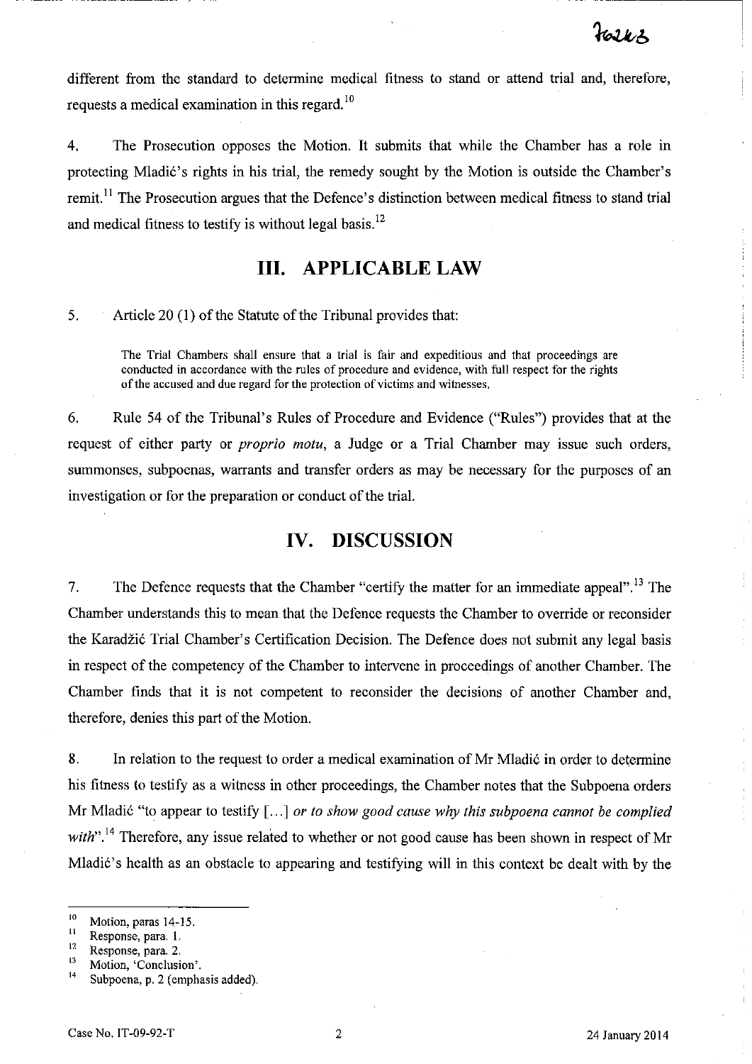different from the standard to determine medical fitness to stand or attend trial and, therefore, requests a medical examination in this regard.[10]

4. The Prosecution opposes the Motion. It submits that while the Chamber has a role in protecting Mladić's rights in his trial, the remedy sought by the Motion is outside the Chamber's remit.[11] The Prosecution argues that the Defence's distinction between medical fitness to stand trial and medical fitness to testify is without legal basis.[12]

## III. APPLICABLE LAW

5. Article 20 (1) of the Statute of the Tribunal provides that:

> The Trial Chambers shall ensure that a trial is fair and expeditious and that proceedings are conducted in accordance with the rules of procedure and evidence, with full respect for the rights of the accused and due regard for the protection of victims and witnesses.

6. Rule 54 of the Tribunal's Rules of Procedure and Evidence ("Rules") provides that at the request of either party or *proprio motu*, a Judge or a Trial Chamber may issue such orders, summonses, subpoenas, warrants and transfer orders as may be necessary for the purposes of an investigation or for the preparation or conduct of the trial.

## IV. DISCUSSION

7. The Defence requests that the Chamber "certify the matter for an immediate appeal".[13] The Chamber understands this to mean that the Defence requests the Chamber to override or reconsider the Karadžić Trial Chamber's Certification Decision. The Defence does not submit any legal basis in respect of the competency of the Chamber to intervene in proceedings of another Chamber. The Chamber finds that it is not competent to reconsider the decisions of another Chamber and, therefore, denies this part of the Motion.

8. In relation to the request to order a medical examination of Mr Mladić in order to determine his fitness to testify as a witness in other proceedings, the Chamber notes that the Subpoena orders Mr Mladić "to appear to testify [...] *or to show good cause why this subpoena cannot be complied with*".[14] Therefore, any issue related to whether or not good cause has been shown in respect of Mr Mladić's health as an obstacle to appearing and testifying will in this context be dealt with by the

---

[10] Motion, paras 14-15.
[11] Response, para. 1.
[12] Response, para. 2.
[13] Motion, 'Conclusion'.
[14] Subpoena, p. 2 (emphasis added).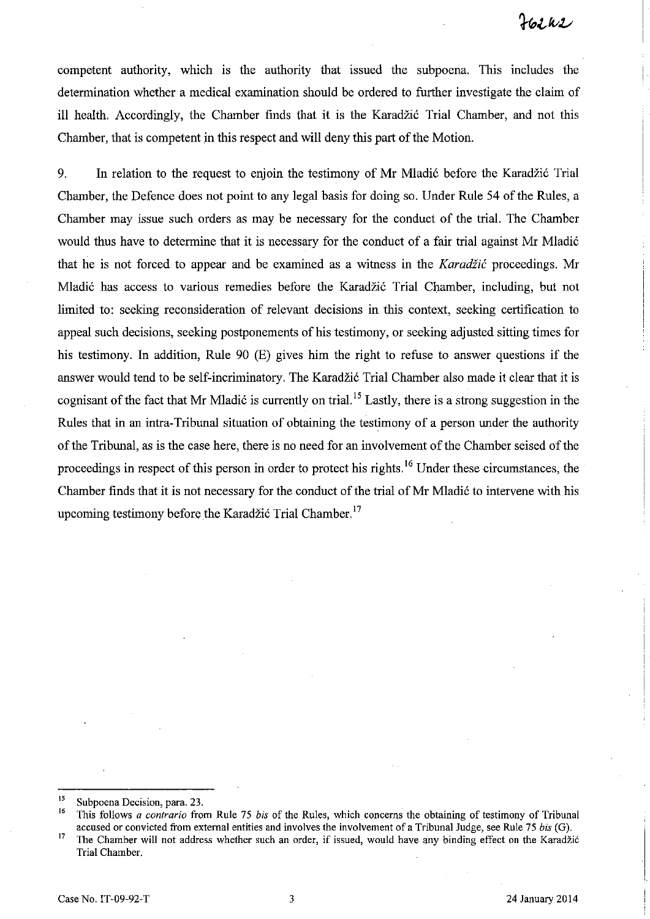competent authority, which is the authority that issued the subpoena. This includes the determination whether a medical examination should be ordered to further investigate the claim of ill health. Accordingly, the Chamber finds that it is the Karadžić Trial Chamber, and not this Chamber, that is competent in this respect and will deny this part of the Motion.

9. In relation to the request to enjoin the testimony of Mr Mladić before the Karadžić Trial Chamber, the Defence does not point to any legal basis for doing so. Under Rule 54 of the Rules, a Chamber may issue such orders as may be necessary for the conduct of the trial. The Chamber would thus have to determine that it is necessary for the conduct of a fair trial against Mr Mladić that he is not forced to appear and be examined as a witness in the *Karadžić* proceedings. Mr Mladić has access to various remedies before the Karadžić Trial Chamber, including, but not limited to: seeking reconsideration of relevant decisions in this context, seeking certification to appeal such decisions, seeking postponements of his testimony, or seeking adjusted sitting times for his testimony. In addition, Rule 90 (E) gives him the right to refuse to answer questions if the answer would tend to be self-incriminatory. The Karadžić Trial Chamber also made it clear that it is cognisant of the fact that Mr Mladić is currently on trial.[15] Lastly, there is a strong suggestion in the Rules that in an intra-Tribunal situation of obtaining the testimony of a person under the authority of the Tribunal, as is the case here, there is no need for an involvement of the Chamber seised of the proceedings in respect of this person in order to protect his rights.[16] Under these circumstances, the Chamber finds that it is not necessary for the conduct of the trial of Mr Mladić to intervene with his upcoming testimony before the Karadžić Trial Chamber.[17]

---

[15] Subpoena Decision, para. 23.

[16] This follows *a contrario* from Rule 75 *bis* of the Rules, which concerns the obtaining of testimony of Tribunal accused or convicted from external entities and involves the involvement of a Tribunal Judge, see Rule 75 *bis* (G).

[17] The Chamber will not address whether such an order, if issued, would have any binding effect on the Karadžić Trial Chamber.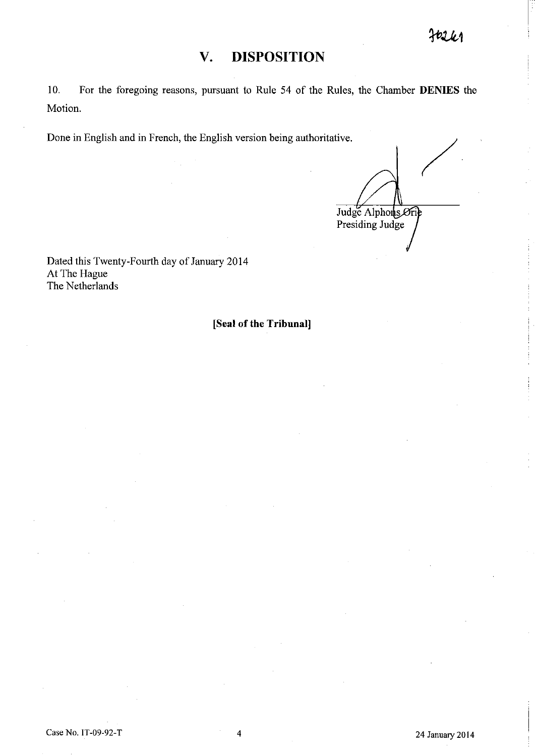## V. DISPOSITION

10. For the foregoing reasons, pursuant to Rule 54 of the Rules, the Chamber **DENIES** the Motion.

Done in English and in French, the English version being authoritative.

Judge Alphons Orie
Presiding Judge

Dated this Twenty-Fourth day of January 2014
At The Hague
The Netherlands

**[Seal of the Tribunal]**